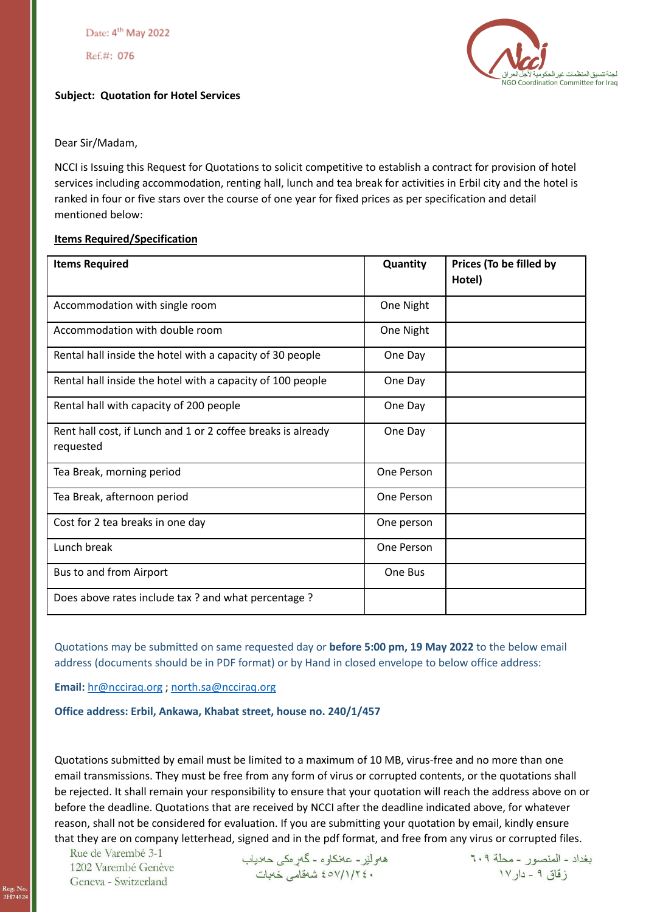Date: 4th May 2022

Ref.#: 076

لجنة تنسيق المنظمات غير الحكومية لأجل العراق
NGO Coordination Committee for Iraq

**Subject: Quotation for Hotel Services**

Dear Sir/Madam,

NCCI is Issuing this Request for Quotations to solicit competitive to establish a contract for provision of hotel services including accommodation, renting hall, lunch and tea break for activities in Erbil city and the hotel is ranked in four or five stars over the course of one year for fixed prices as per specification and detail mentioned below:

**Items Required/Specification**

| Items Required | Quantity | Prices (To be filled by Hotel) |
|---|---|---|
| Accommodation with single room | One Night | |
| Accommodation with double room | One Night | |
| Rental hall inside the hotel with a capacity of 30 people | One Day | |
| Rental hall inside the hotel with a capacity of 100 people | One Day | |
| Rental hall with capacity of 200 people | One Day | |
| Rent hall cost, if Lunch and 1 or 2 coffee breaks is already requested | One Day | |
| Tea Break, morning period | One Person | |
| Tea Break, afternoon period | One Person | |
| Cost for 2 tea breaks in one day | One person | |
| Lunch break | One Person | |
| Bus to and from Airport | One Bus | |
| Does above rates include tax ? and what percentage ? | | |

Quotations may be submitted on same requested day or **before 5:00 pm, 19 May 2022** to the below email address (documents should be in PDF format) or by Hand in closed envelope to below office address:

**Email:** hr@ncciraq.org ; north.sa@ncciraq.org

**Office address: Erbil, Ankawa, Khabat street, house no. 240/1/457**

Quotations submitted by email must be limited to a maximum of 10 MB, virus-free and no more than one email transmissions. They must be free from any form of virus or corrupted contents, or the quotations shall be rejected. It shall remain your responsibility to ensure that your quotation will reach the address above on or before the deadline. Quotations that are received by NCCI after the deadline indicated above, for whatever reason, shall not be considered for evaluation. If you are submitting your quotation by email, kindly ensure that they are on company letterhead, signed and in the pdf format, and free from any virus or corrupted files.

Rue de Varembé 3-1
1202 Varembé Genève
Geneva - Switzerland

هەولێر - عەنكاوە - گەڕەکی حەدیاب
٤٥٧/١/٢٤٠ شەقامی خەبات

بغداد - المنصور - محلة ٦٠٩
زقاق ٩ - دار ١٧

Reg. No. 2H74524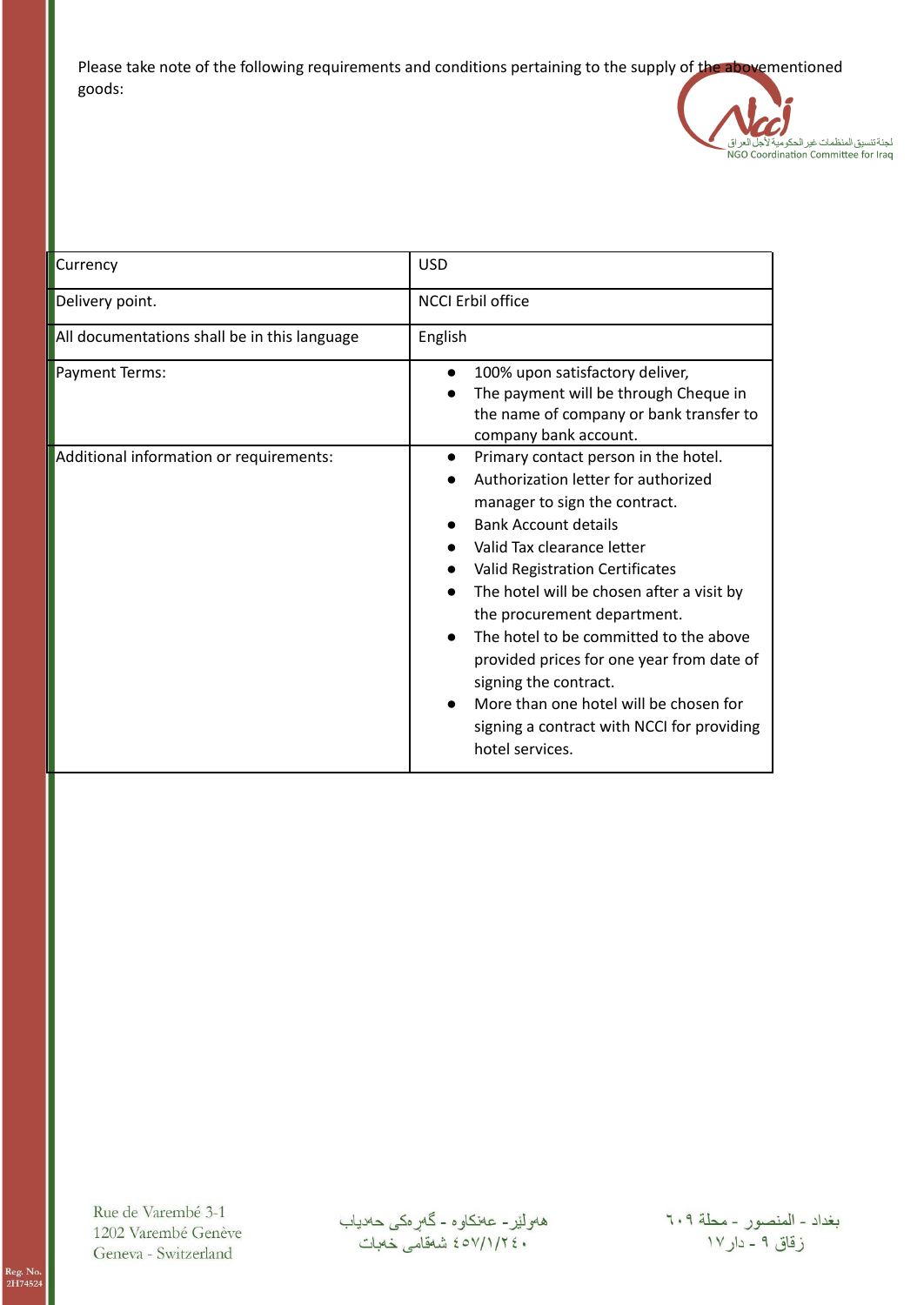Please take note of the following requirements and conditions pertaining to the supply of the abovementioned goods:

| Currency | USD |
|---|---|
| Delivery point. | NCCI Erbil office |
| All documentations shall be in this language | English |
| Payment Terms: | • 100% upon satisfactory deliver,<br>• The payment will be through Cheque in the name of company or bank transfer to company bank account. |
| Additional information or requirements: | • Primary contact person in the hotel.<br>• Authorization letter for authorized manager to sign the contract.<br>• Bank Account details<br>• Valid Tax clearance letter<br>• Valid Registration Certificates<br>• The hotel will be chosen after a visit by the procurement department.<br>• The hotel to be committed to the above provided prices for one year from date of signing the contract.<br>• More than one hotel will be chosen for signing a contract with NCCI for providing hotel services. |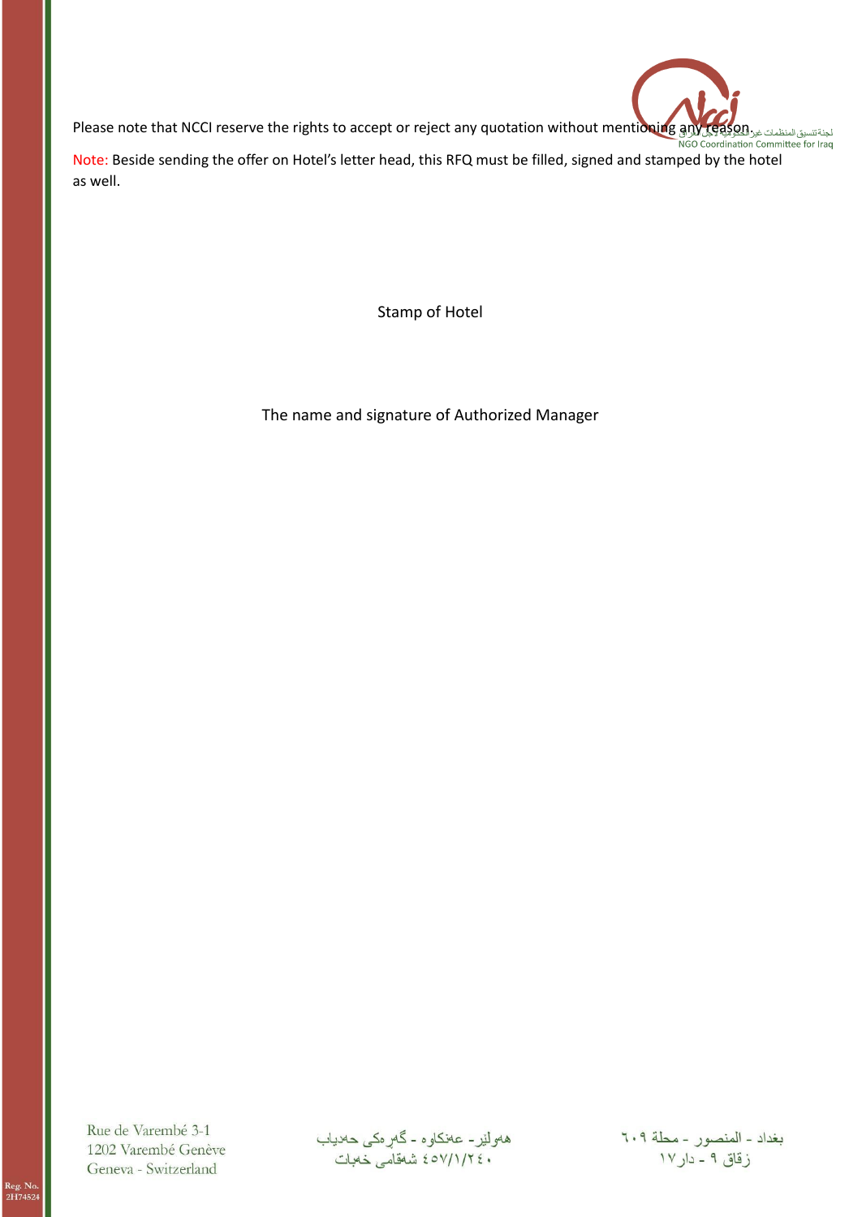Please note that NCCI reserve the rights to accept or reject any quotation without mentioning any reason.

Note: Beside sending the offer on Hotel's letter head, this RFQ must be filled, signed and stamped by the hotel as well.

Stamp of Hotel

The name and signature of Authorized Manager